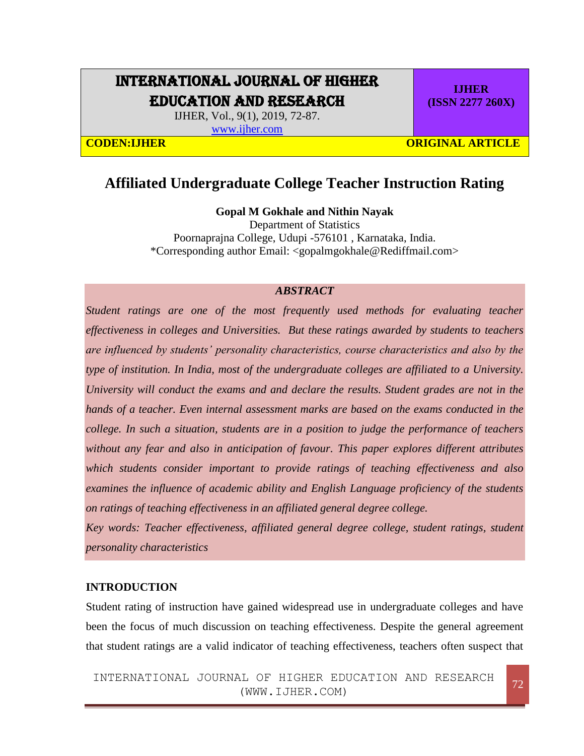# Affiliated Undergraduate College Teacher Instruction Rating

**Gopal M Gokhale and Nithin Nayak**

Department of Statistics

Poornaprajna College, Udupi -576101 , Karnataka, India.

*Corresponding author Email: <gopalmgokhale@Rediffmail.com>

### *ABSTRACT*

*Student ratings are one of the most frequently used methods for evaluating teacher effectiveness in colleges and Universities. But these ratings awarded by students to teachers are influenced by students' personality characteristics, course characteristics and also by the type of institution. In India, most of the undergraduate colleges are affiliated to a University. University will conduct the exams and and declare the results. Student grades are not in the hands of a teacher. Even internal assessment marks are based on the exams conducted in the college. In such a situation, students are in a position to judge the performance of teachers without any fear and also in anticipation of favour. This paper explores different attributes which students consider important to provide ratings of teaching effectiveness and also examines the influence of academic ability and English Language proficiency of the students on ratings of teaching effectiveness in an affiliated general degree college.*

*Key words: Teacher effectiveness, affiliated general degree college, student ratings, student personality characteristics*

## INTRODUCTION

Student rating of instruction have gained widespread use in undergraduate colleges and have been the focus of much discussion on teaching effectiveness. Despite the general agreement that student ratings are a valid indicator of teaching effectiveness, teachers often suspect that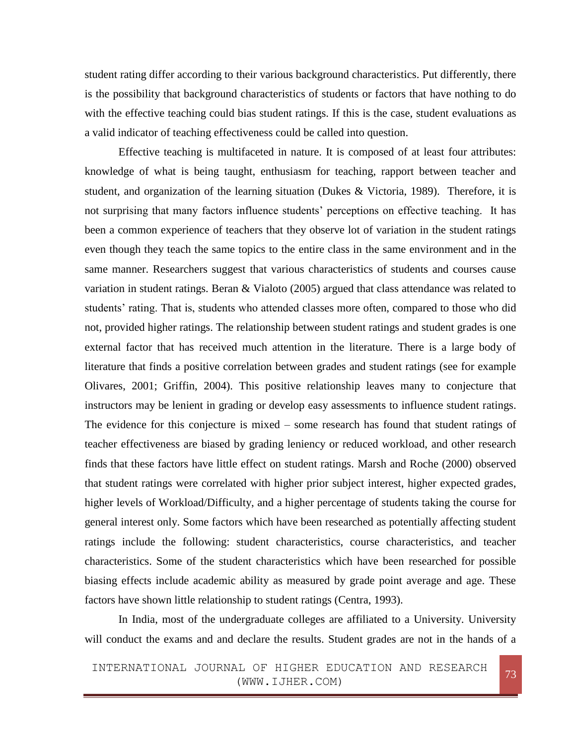student rating differ according to their various background characteristics. Put differently, there is the possibility that background characteristics of students or factors that have nothing to do with the effective teaching could bias student ratings. If this is the case, student evaluations as a valid indicator of teaching effectiveness could be called into question.

Effective teaching is multifaceted in nature. It is composed of at least four attributes: knowledge of what is being taught, enthusiasm for teaching, rapport between teacher and student, and organization of the learning situation (Dukes & Victoria, 1989). Therefore, it is not surprising that many factors influence students' perceptions on effective teaching. It has been a common experience of teachers that they observe lot of variation in the student ratings even though they teach the same topics to the entire class in the same environment and in the same manner. Researchers suggest that various characteristics of students and courses cause variation in student ratings. Beran & Vialoto (2005) argued that class attendance was related to students' rating. That is, students who attended classes more often, compared to those who did not, provided higher ratings. The relationship between student ratings and student grades is one external factor that has received much attention in the literature. There is a large body of literature that finds a positive correlation between grades and student ratings (see for example Olivares, 2001; Griffin, 2004). This positive relationship leaves many to conjecture that instructors may be lenient in grading or develop easy assessments to influence student ratings. The evidence for this conjecture is mixed – some research has found that student ratings of teacher effectiveness are biased by grading leniency or reduced workload, and other research finds that these factors have little effect on student ratings. Marsh and Roche (2000) observed that student ratings were correlated with higher prior subject interest, higher expected grades, higher levels of Workload/Difficulty, and a higher percentage of students taking the course for general interest only. Some factors which have been researched as potentially affecting student ratings include the following: student characteristics, course characteristics, and teacher characteristics. Some of the student characteristics which have been researched for possible biasing effects include academic ability as measured by grade point average and age. These factors have shown little relationship to student ratings (Centra, 1993).

In India, most of the undergraduate colleges are affiliated to a University. University will conduct the exams and and declare the results. Student grades are not in the hands of a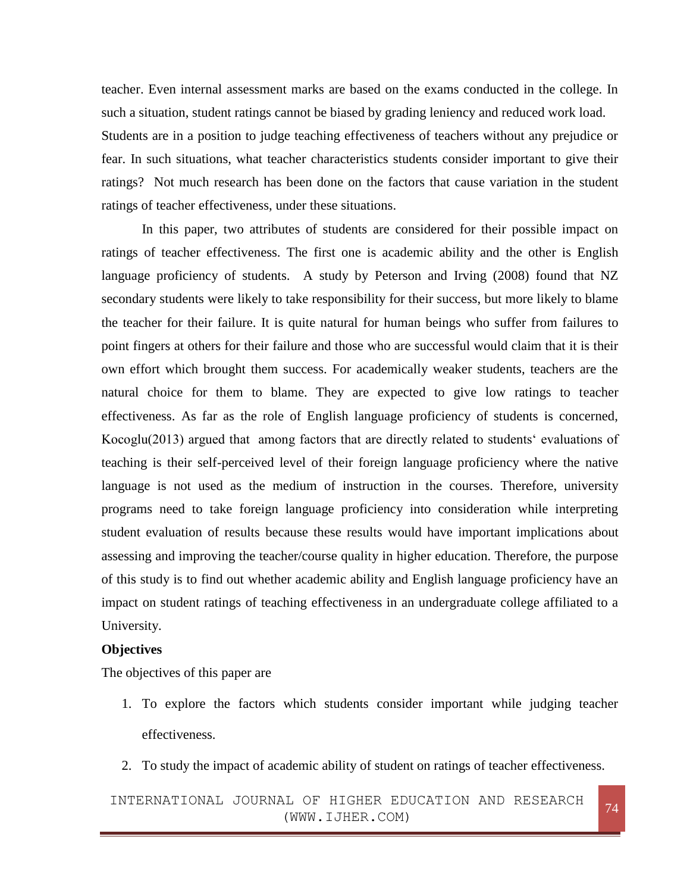teacher. Even internal assessment marks are based on the exams conducted in the college. In such a situation, student ratings cannot be biased by grading leniency and reduced work load. Students are in a position to judge teaching effectiveness of teachers without any prejudice or fear. In such situations, what teacher characteristics students consider important to give their ratings? Not much research has been done on the factors that cause variation in the student ratings of teacher effectiveness, under these situations.

In this paper, two attributes of students are considered for their possible impact on ratings of teacher effectiveness. The first one is academic ability and the other is English language proficiency of students. A study by Peterson and Irving (2008) found that NZ secondary students were likely to take responsibility for their success, but more likely to blame the teacher for their failure. It is quite natural for human beings who suffer from failures to point fingers at others for their failure and those who are successful would claim that it is their own effort which brought them success. For academically weaker students, teachers are the natural choice for them to blame. They are expected to give low ratings to teacher effectiveness. As far as the role of English language proficiency of students is concerned, Kocoglu(2013) argued that among factors that are directly related to students' evaluations of teaching is their self-perceived level of their foreign language proficiency where the native language is not used as the medium of instruction in the courses. Therefore, university programs need to take foreign language proficiency into consideration while interpreting student evaluation of results because these results would have important implications about assessing and improving the teacher/course quality in higher education. Therefore, the purpose of this study is to find out whether academic ability and English language proficiency have an impact on student ratings of teaching effectiveness in an undergraduate college affiliated to a University.

**Objectives**

The objectives of this paper are

1. To explore the factors which students consider important while judging teacher effectiveness.
2. To study the impact of academic ability of student on ratings of teacher effectiveness.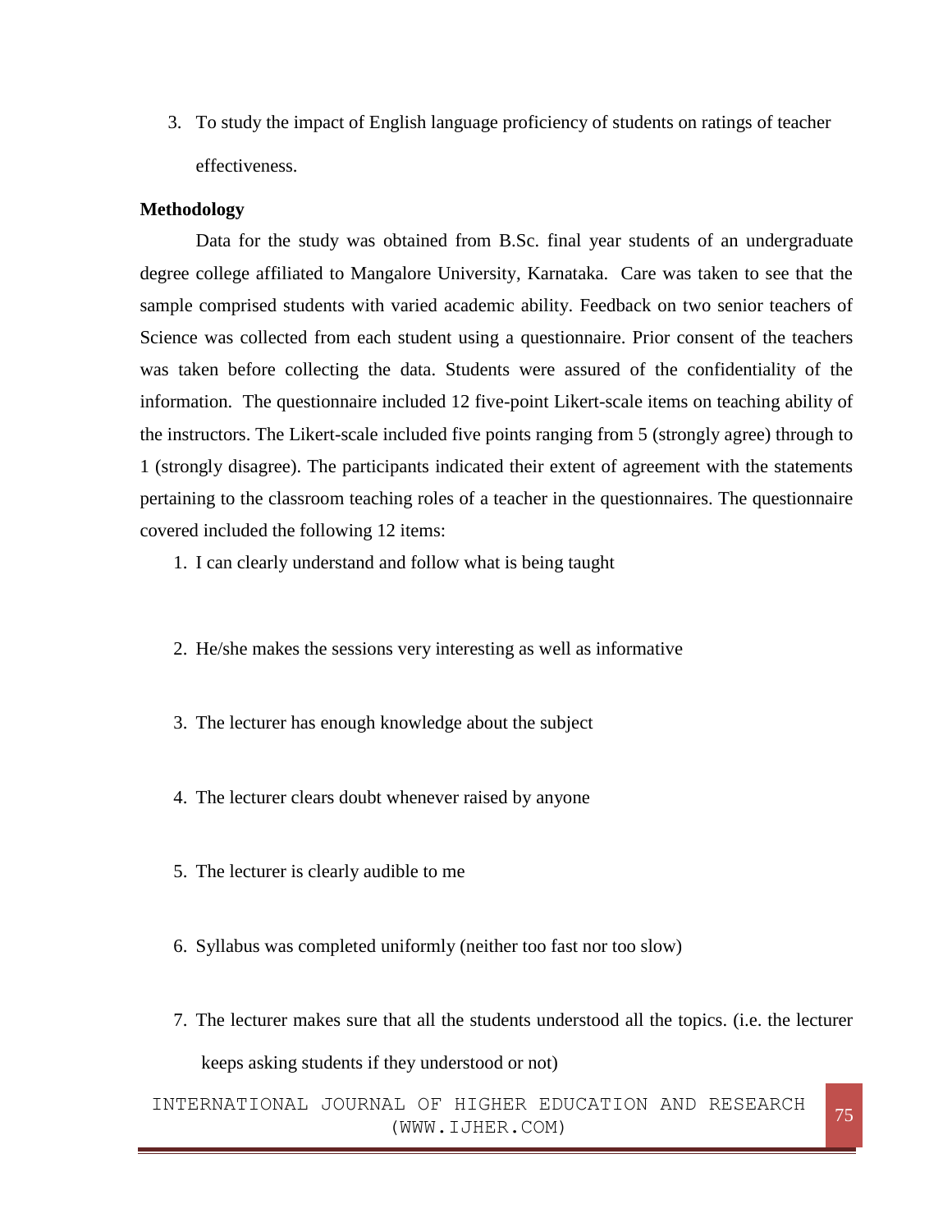3. To study the impact of English language proficiency of students on ratings of teacher effectiveness.

**Methodology**

Data for the study was obtained from B.Sc. final year students of an undergraduate degree college affiliated to Mangalore University, Karnataka. Care was taken to see that the sample comprised students with varied academic ability. Feedback on two senior teachers of Science was collected from each student using a questionnaire. Prior consent of the teachers was taken before collecting the data. Students were assured of the confidentiality of the information. The questionnaire included 12 five-point Likert-scale items on teaching ability of the instructors. The Likert-scale included five points ranging from 5 (strongly agree) through to 1 (strongly disagree). The participants indicated their extent of agreement with the statements pertaining to the classroom teaching roles of a teacher in the questionnaires. The questionnaire covered included the following 12 items:

1. I can clearly understand and follow what is being taught
2. He/she makes the sessions very interesting as well as informative
3. The lecturer has enough knowledge about the subject
4. The lecturer clears doubt whenever raised by anyone
5. The lecturer is clearly audible to me
6. Syllabus was completed uniformly (neither too fast nor too slow)
7. The lecturer makes sure that all the students understood all the topics. (i.e. the lecturer keeps asking students if they understood or not)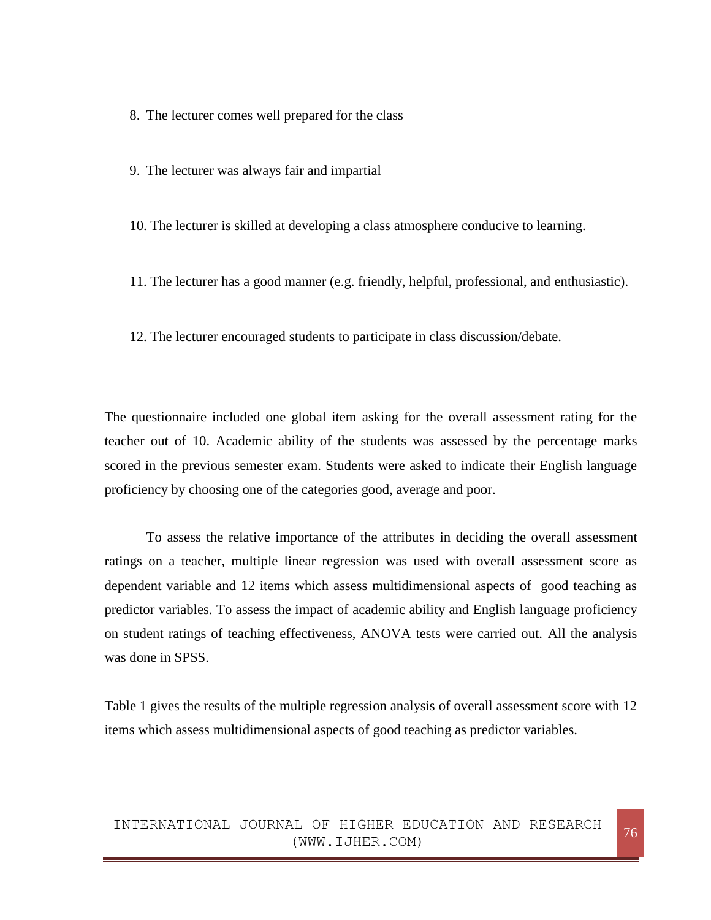8. The lecturer comes well prepared for the class

9. The lecturer was always fair and impartial

10. The lecturer is skilled at developing a class atmosphere conducive to learning.

11. The lecturer has a good manner (e.g. friendly, helpful, professional, and enthusiastic).

12. The lecturer encouraged students to participate in class discussion/debate.

The questionnaire included one global item asking for the overall assessment rating for the teacher out of 10. Academic ability of the students was assessed by the percentage marks scored in the previous semester exam. Students were asked to indicate their English language proficiency by choosing one of the categories good, average and poor.

To assess the relative importance of the attributes in deciding the overall assessment ratings on a teacher, multiple linear regression was used with overall assessment score as dependent variable and 12 items which assess multidimensional aspects of good teaching as predictor variables. To assess the impact of academic ability and English language proficiency on student ratings of teaching effectiveness, ANOVA tests were carried out. All the analysis was done in SPSS.

Table 1 gives the results of the multiple regression analysis of overall assessment score with 12 items which assess multidimensional aspects of good teaching as predictor variables.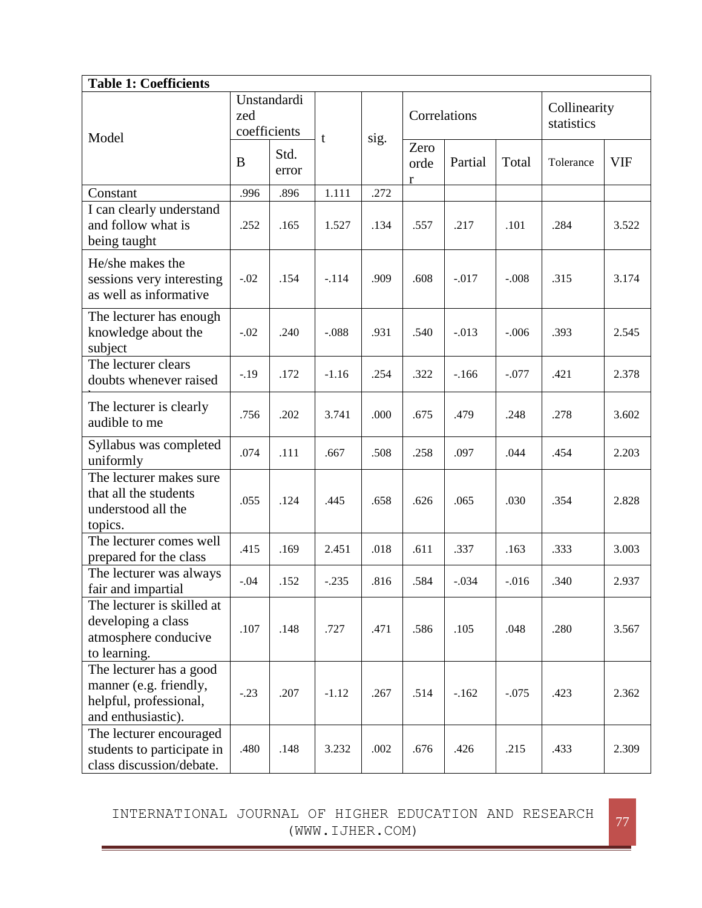**Table 1: Coefficients**

| Model | Unstandardized coefficients | | t | sig. | Correlations | | | Collinearity statistics | |
|---|---|---|---|---|---|---|---|---|---|
| | B | Std. error | | | Zero order | Partial | Total | Tolerance | VIF |
| Constant | .996 | .896 | 1.111 | .272 | | | | | |
| I can clearly understand and follow what is being taught | .252 | .165 | 1.527 | .134 | .557 | .217 | .101 | .284 | 3.522 |
| He/she makes the sessions very interesting as well as informative | -.02 | .154 | -.114 | .909 | .608 | -.017 | -.008 | .315 | 3.174 |
| The lecturer has enough knowledge about the subject | -.02 | .240 | -.088 | .931 | .540 | -.013 | -.006 | .393 | 2.545 |
| The lecturer clears doubts whenever raised | -.19 | .172 | -1.16 | .254 | .322 | -.166 | -.077 | .421 | 2.378 |
| The lecturer is clearly audible to me | .756 | .202 | 3.741 | .000 | .675 | .479 | .248 | .278 | 3.602 |
| Syllabus was completed uniformly | .074 | .111 | .667 | .508 | .258 | .097 | .044 | .454 | 2.203 |
| The lecturer makes sure that all the students understood all the topics. | .055 | .124 | .445 | .658 | .626 | .065 | .030 | .354 | 2.828 |
| The lecturer comes well prepared for the class | .415 | .169 | 2.451 | .018 | .611 | .337 | .163 | .333 | 3.003 |
| The lecturer was always fair and impartial | -.04 | .152 | -.235 | .816 | .584 | -.034 | -.016 | .340 | 2.937 |
| The lecturer is skilled at developing a class atmosphere conducive to learning. | .107 | .148 | .727 | .471 | .586 | .105 | .048 | .280 | 3.567 |
| The lecturer has a good manner (e.g. friendly, helpful, professional, and enthusiastic). | -.23 | .207 | -1.12 | .267 | .514 | -.162 | -.075 | .423 | 2.362 |
| The lecturer encouraged students to participate in class discussion/debate. | .480 | .148 | 3.232 | .002 | .676 | .426 | .215 | .433 | 2.309 |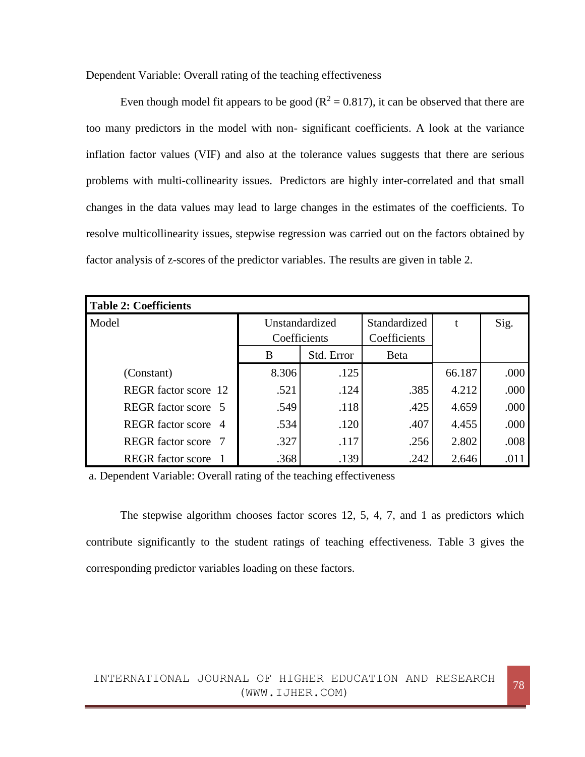Dependent Variable: Overall rating of the teaching effectiveness

Even though model fit appears to be good ($R^2 = 0.817$), it can be observed that there are too many predictors in the model with non- significant coefficients. A look at the variance inflation factor values (VIF) and also at the tolerance values suggests that there are serious problems with multi-collinearity issues. Predictors are highly inter-correlated and that small changes in the data values may lead to large changes in the estimates of the coefficients. To resolve multicollinearity issues, stepwise regression was carried out on the factors obtained by factor analysis of z-scores of the predictor variables. The results are given in table 2.

**Table 2: Coefficients**

| Model | Unstandardized Coefficients | | Standardized Coefficients | t | Sig. |
|---|---|---|---|---|---|
| | B | Std. Error | Beta | | |
| (Constant) | 8.306 | .125 | | 66.187 | .000 |
| REGR factor score 12 | .521 | .124 | .385 | 4.212 | .000 |
| REGR factor score 5 | .549 | .118 | .425 | 4.659 | .000 |
| REGR factor score 4 | .534 | .120 | .407 | 4.455 | .000 |
| REGR factor score 7 | .327 | .117 | .256 | 2.802 | .008 |
| REGR factor score 1 | .368 | .139 | .242 | 2.646 | .011 |

a. Dependent Variable: Overall rating of the teaching effectiveness

The stepwise algorithm chooses factor scores 12, 5, 4, 7, and 1 as predictors which contribute significantly to the student ratings of teaching effectiveness. Table 3 gives the corresponding predictor variables loading on these factors.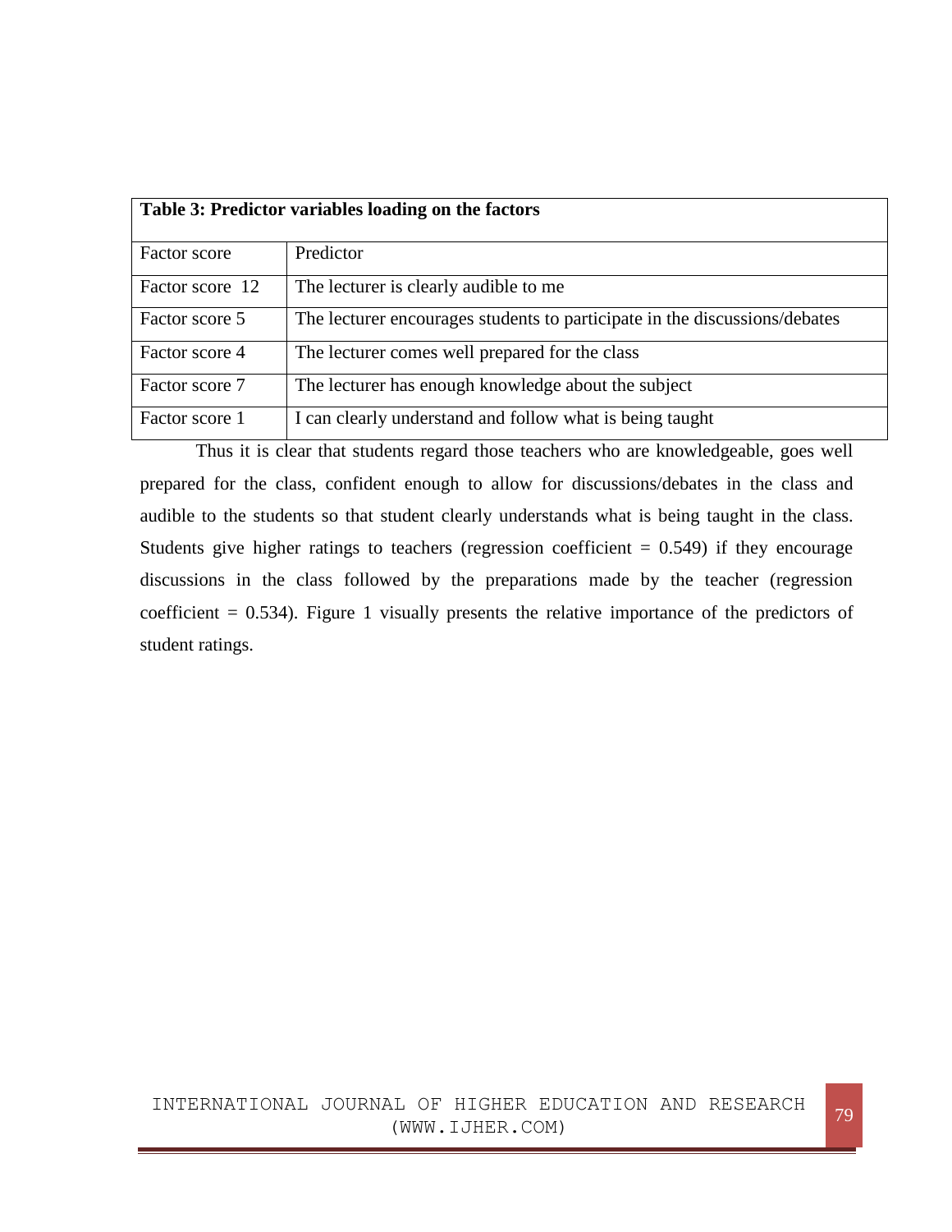**Table 3: Predictor variables loading on the factors**

| Factor score | Predictor |
|---|---|
| Factor score 12 | The lecturer is clearly audible to me |
| Factor score 5 | The lecturer encourages students to participate in the discussions/debates |
| Factor score 4 | The lecturer comes well prepared for the class |
| Factor score 7 | The lecturer has enough knowledge about the subject |
| Factor score 1 | I can clearly understand and follow what is being taught |

Thus it is clear that students regard those teachers who are knowledgeable, goes well prepared for the class, confident enough to allow for discussions/debates in the class and audible to the students so that student clearly understands what is being taught in the class. Students give higher ratings to teachers (regression coefficient = 0.549) if they encourage discussions in the class followed by the preparations made by the teacher (regression coefficient = 0.534). Figure 1 visually presents the relative importance of the predictors of student ratings.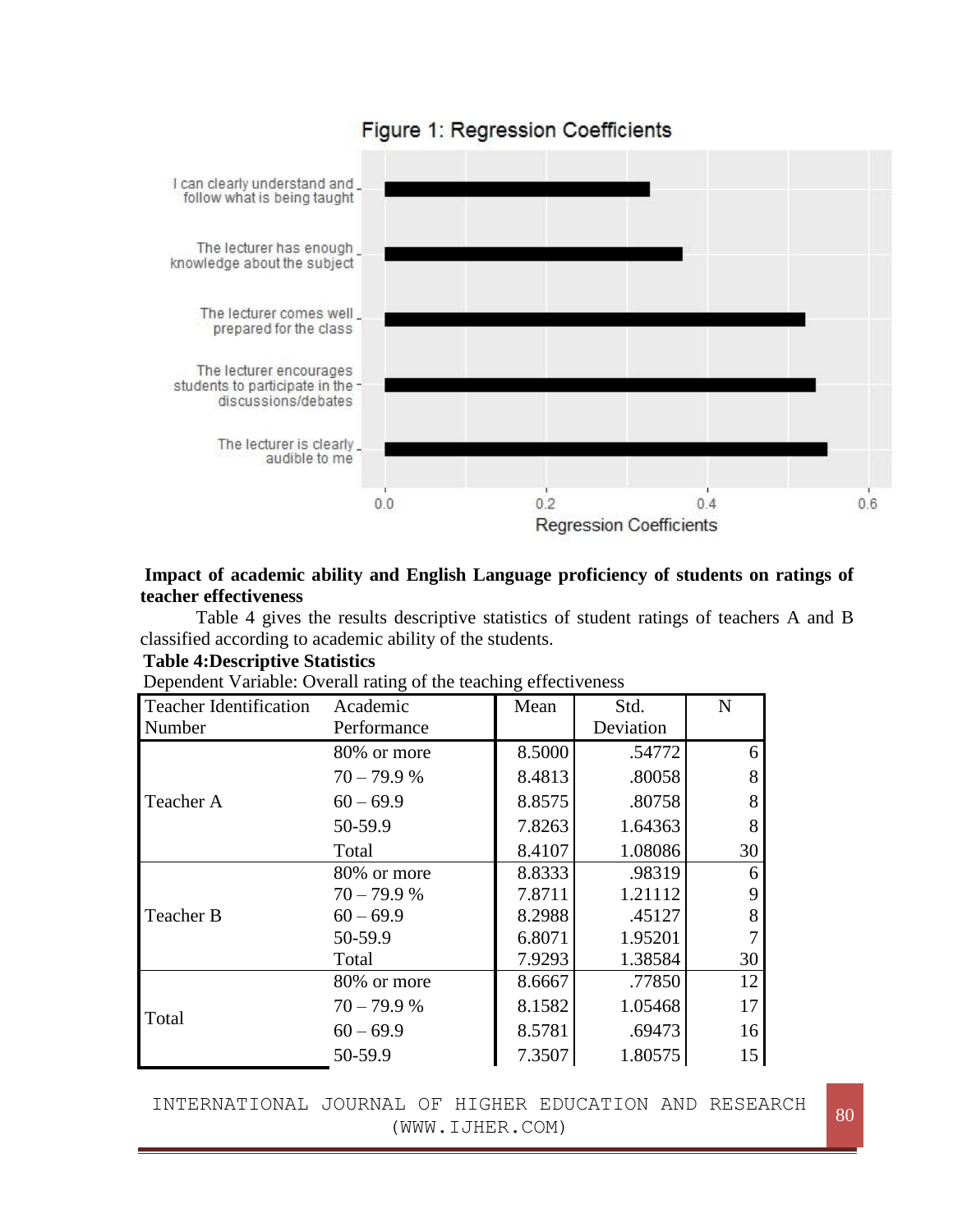Figure 1: Regression Coefficients

**Impact of academic ability and English Language proficiency of students on ratings of teacher effectiveness**

Table 4 gives the results descriptive statistics of student ratings of teachers A and B classified according to academic ability of the students.

**Table 4:Descriptive Statistics**

Dependent Variable: Overall rating of the teaching effectiveness

| Teacher Identification Number | Academic Performance | Mean | Std. Deviation | N |
|---|---|---|---|---|
| Teacher A | 80% or more | 8.5000 | .54772 | 6 |
| | 70 – 79.9 % | 8.4813 | .80058 | 8 |
| | 60 – 69.9 | 8.8575 | .80758 | 8 |
| | 50-59.9 | 7.8263 | 1.64363 | 8 |
| | Total | 8.4107 | 1.08086 | 30 |
| Teacher B | 80% or more | 8.8333 | .98319 | 6 |
| | 70 – 79.9 % | 7.8711 | 1.21112 | 9 |
| | 60 – 69.9 | 8.2988 | .45127 | 8 |
| | 50-59.9 | 6.8071 | 1.95201 | 7 |
| | Total | 7.9293 | 1.38584 | 30 |
| Total | 80% or more | 8.6667 | .77850 | 12 |
| | 70 – 79.9 % | 8.1582 | 1.05468 | 17 |
| | 60 – 69.9 | 8.5781 | .69473 | 16 |
| | 50-59.9 | 7.3507 | 1.80575 | 15 |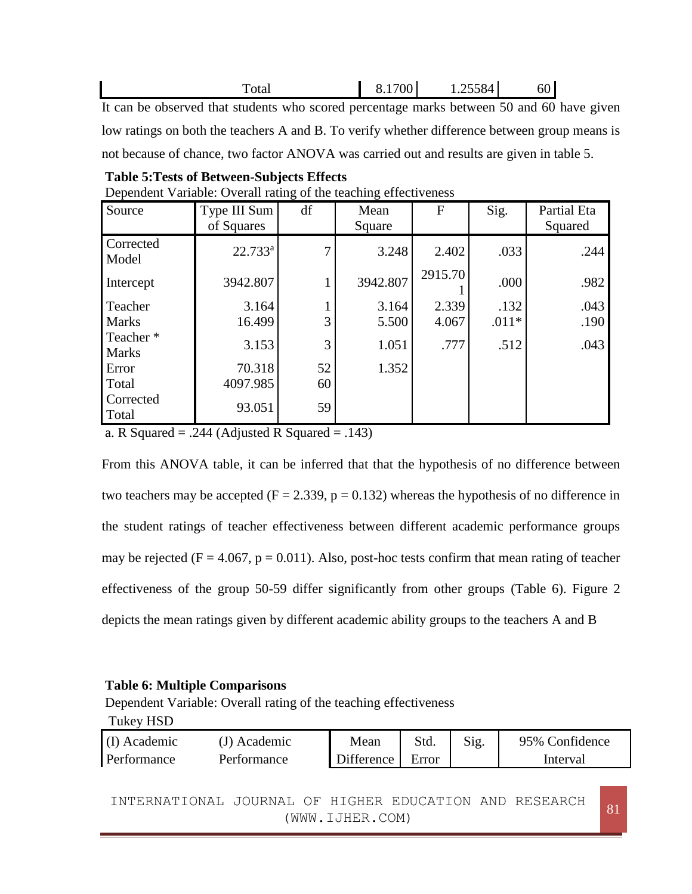| | | | |
|---|---|---|---|
| Total | 8.1700 | 1.25584 | 60 |

It can be observed that students who scored percentage marks between 50 and 60 have given low ratings on both the teachers A and B. To verify whether difference between group means is not because of chance, two factor ANOVA was carried out and results are given in table 5.

**Table 5:Tests of Between-Subjects Effects**

Dependent Variable: Overall rating of the teaching effectiveness

| Source | Type III Sum of Squares | df | Mean Square | F | Sig. | Partial Eta Squared |
|---|---|---|---|---|---|---|
| Corrected Model | 22.733[a] | 7 | 3.248 | 2.402 | .033 | .244 |
| Intercept | 3942.807 | 1 | 3942.807 | 2915.701 | .000 | .982 |
| Teacher | 3.164 | 1 | 3.164 | 2.339 | .132 | .043 |
| Marks | 16.499 | 3 | 5.500 | 4.067 | .011* | .190 |
| Teacher * Marks | 3.153 | 3 | 1.051 | .777 | .512 | .043 |
| Error | 70.318 | 52 | 1.352 | | | |
| Total | 4097.985 | 60 | | | | |
| Corrected Total | 93.051 | 59 | | | | |

a. R Squared = .244 (Adjusted R Squared = .143)

From this ANOVA table, it can be inferred that that the hypothesis of no difference between two teachers may be accepted ($F = 2.339$, $p = 0.132$) whereas the hypothesis of no difference in the student ratings of teacher effectiveness between different academic performance groups may be rejected ($F = 4.067$, $p = 0.011$). Also, post-hoc tests confirm that mean rating of teacher effectiveness of the group 50-59 differ significantly from other groups (Table 6). Figure 2 depicts the mean ratings given by different academic ability groups to the teachers A and B

**Table 6: Multiple Comparisons**

Dependent Variable: Overall rating of the teaching effectiveness

Tukey HSD

| (I) Academic Performance | (J) Academic Performance | Mean Difference | Std. Error | Sig. | 95% Confidence Interval |
|---|---|---|---|---|---|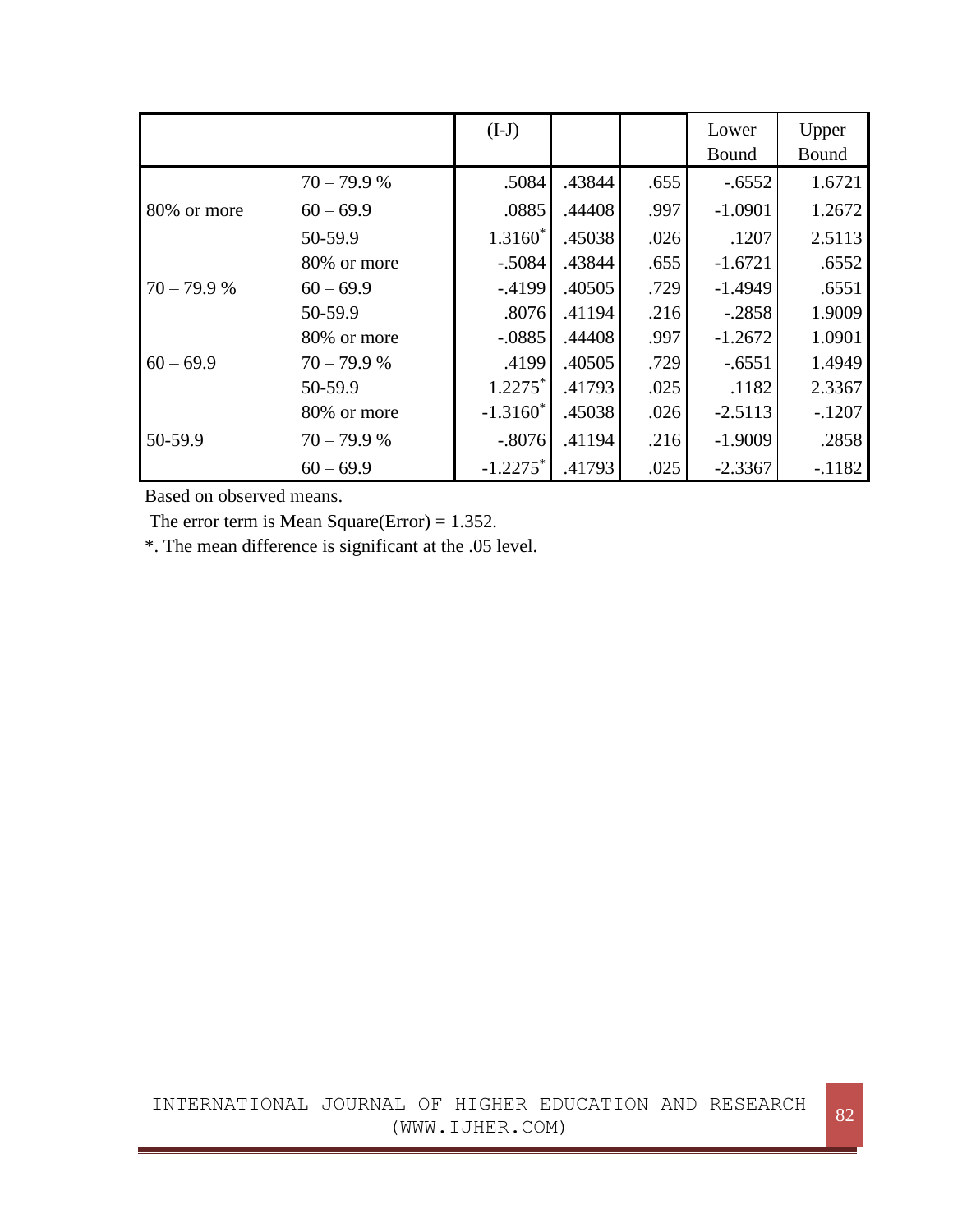| | | (I-J) | | | Lower Bound | Upper Bound |
|---|---|---|---|---|---|---|
| 80% or more | 70 – 79.9 % | .5084 | .43844 | .655 | -.6552 | 1.6721 |
| | 60 – 69.9 | .0885 | .44408 | .997 | -1.0901 | 1.2672 |
| | 50-59.9 | 1.3160* | .45038 | .026 | .1207 | 2.5113 |
| 70 – 79.9 % | 80% or more | -.5084 | .43844 | .655 | -1.6721 | .6552 |
| | 60 – 69.9 | -.4199 | .40505 | .729 | -1.4949 | .6551 |
| | 50-59.9 | .8076 | .41194 | .216 | -.2858 | 1.9009 |
| 60 – 69.9 | 80% or more | -.0885 | .44408 | .997 | -1.2672 | 1.0901 |
| | 70 – 79.9 % | .4199 | .40505 | .729 | -.6551 | 1.4949 |
| | 50-59.9 | 1.2275* | .41793 | .025 | .1182 | 2.3367 |
| 50-59.9 | 80% or more | -1.3160* | .45038 | .026 | -2.5113 | -.1207 |
| | 70 – 79.9 % | -.8076 | .41194 | .216 | -1.9009 | .2858 |
| | 60 – 69.9 | -1.2275* | .41793 | .025 | -2.3367 | -.1182 |

Based on observed means.

The error term is Mean Square(Error) = 1.352.

*. The mean difference is significant at the .05 level.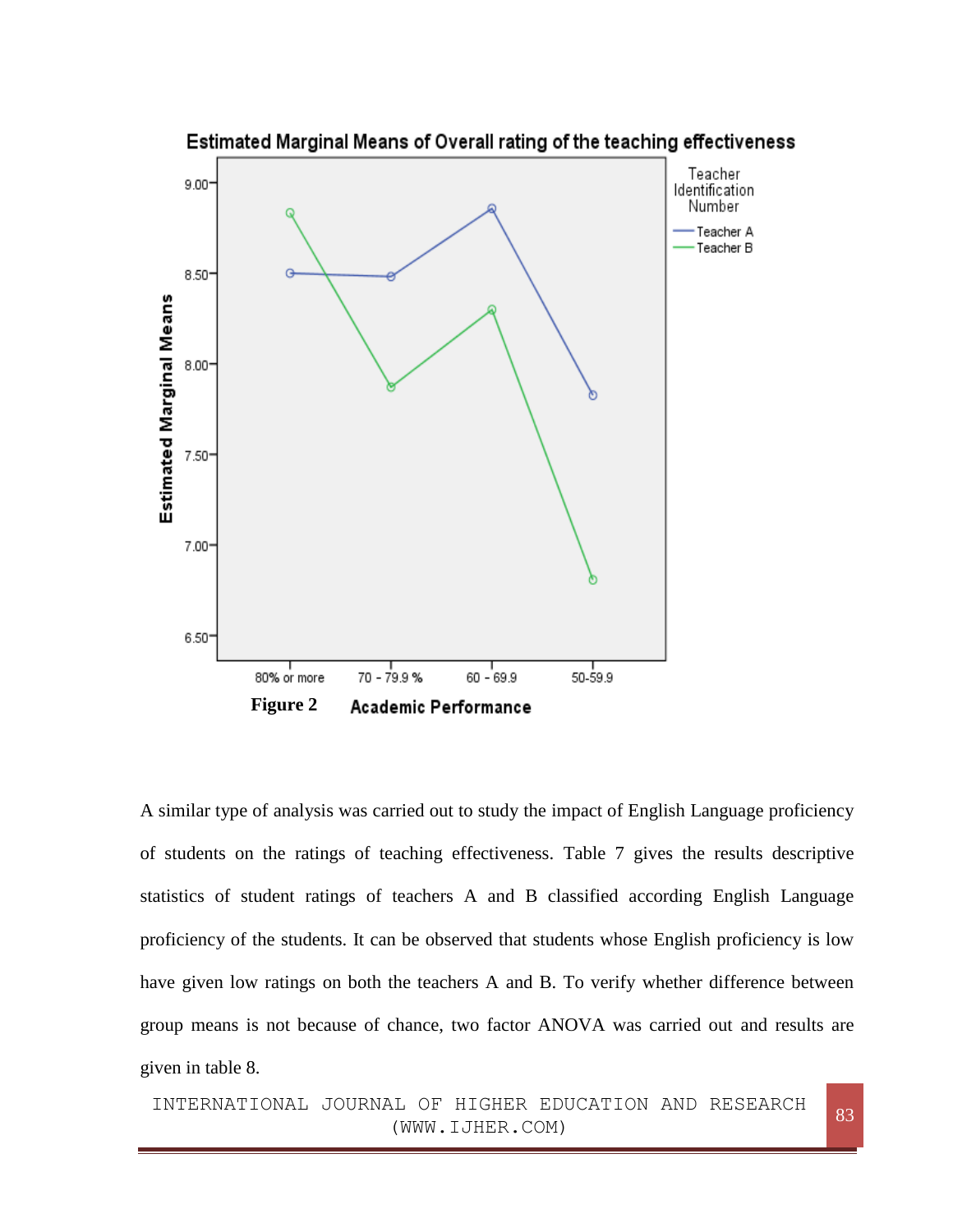**Figure 2**

A similar type of analysis was carried out to study the impact of English Language proficiency of students on the ratings of teaching effectiveness. Table 7 gives the results descriptive statistics of student ratings of teachers A and B classified according English Language proficiency of the students. It can be observed that students whose English proficiency is low have given low ratings on both the teachers A and B. To verify whether difference between group means is not because of chance, two factor ANOVA was carried out and results are given in table 8.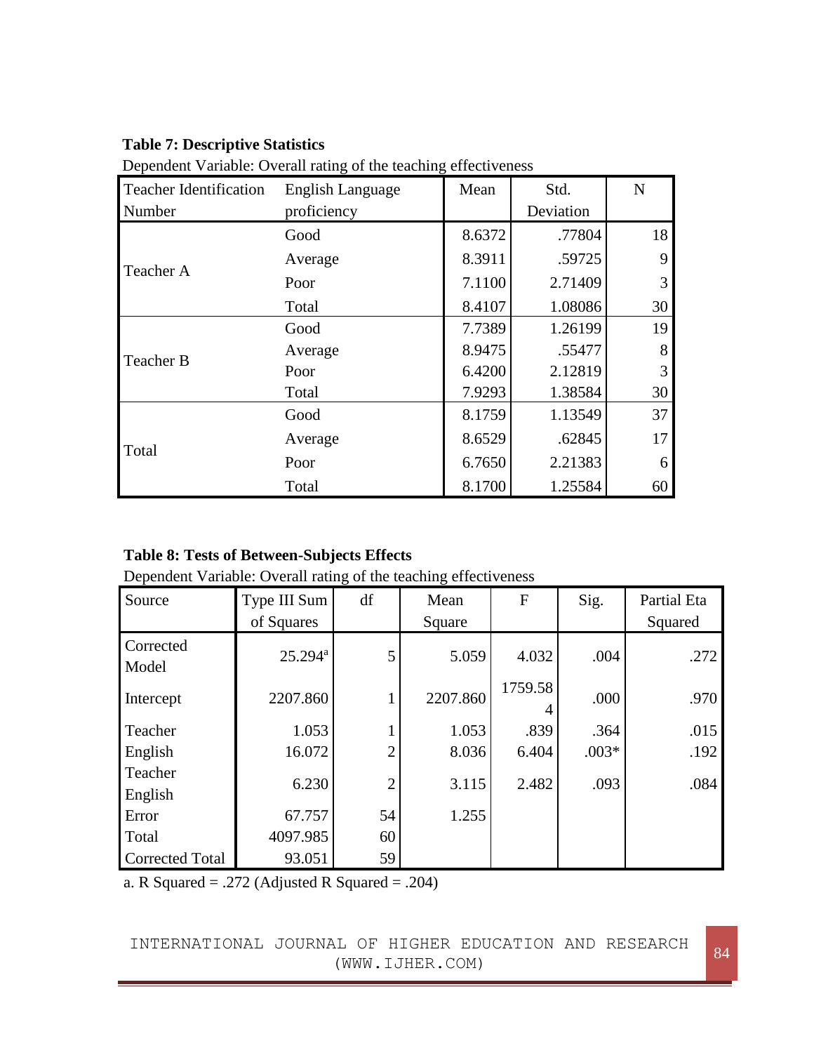**Table 7: Descriptive Statistics**

Dependent Variable: Overall rating of the teaching effectiveness

| Teacher Identification Number | English Language proficiency | Mean | Std. Deviation | N |
|---|---|---|---|---|
| Teacher A | Good | 8.6372 | .77804 | 18 |
| | Average | 8.3911 | .59725 | 9 |
| | Poor | 7.1100 | 2.71409 | 3 |
| | Total | 8.4107 | 1.08086 | 30 |
| Teacher B | Good | 7.7389 | 1.26199 | 19 |
| | Average | 8.9475 | .55477 | 8 |
| | Poor | 6.4200 | 2.12819 | 3 |
| | Total | 7.9293 | 1.38584 | 30 |
| Total | Good | 8.1759 | 1.13549 | 37 |
| | Average | 8.6529 | .62845 | 17 |
| | Poor | 6.7650 | 2.21383 | 6 |
| | Total | 8.1700 | 1.25584 | 60 |

**Table 8: Tests of Between-Subjects Effects**

Dependent Variable: Overall rating of the teaching effectiveness

| Source | Type III Sum of Squares | df | Mean Square | F | Sig. | Partial Eta Squared |
|---|---|---|---|---|---|---|
| Corrected Model | 25.294[a] | 5 | 5.059 | 4.032 | .004 | .272 |
| Intercept | 2207.860 | 1 | 2207.860 | 1759.584 | .000 | .970 |
| Teacher | 1.053 | 1 | 1.053 | .839 | .364 | .015 |
| English | 16.072 | 2 | 8.036 | 6.404 | .003* | .192 |
| Teacher English | 6.230 | 2 | 3.115 | 2.482 | .093 | .084 |
| Error | 67.757 | 54 | 1.255 | | | |
| Total | 4097.985 | 60 | | | | |
| Corrected Total | 93.051 | 59 | | | | |

a. R Squared = .272 (Adjusted R Squared = .204)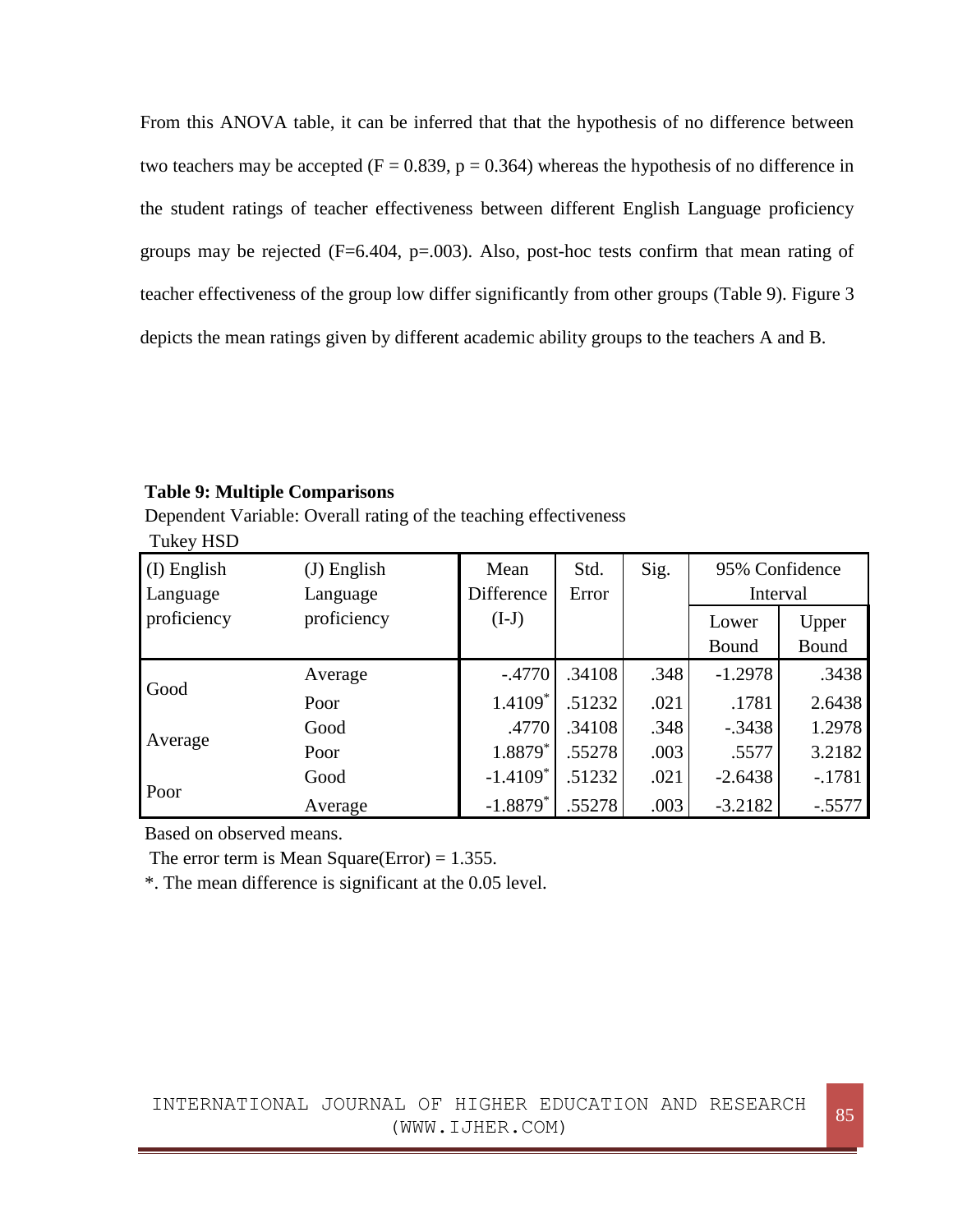From this ANOVA table, it can be inferred that that the hypothesis of no difference between two teachers may be accepted ($F = 0.839$, $p = 0.364$) whereas the hypothesis of no difference in the student ratings of teacher effectiveness between different English Language proficiency groups may be rejected ($F=6.404$, $p=.003$). Also, post-hoc tests confirm that mean rating of teacher effectiveness of the group low differ significantly from other groups (Table 9). Figure 3 depicts the mean ratings given by different academic ability groups to the teachers A and B.

**Table 9: Multiple Comparisons**

Dependent Variable: Overall rating of the teaching effectiveness

Tukey HSD

| (I) English Language proficiency | (J) English Language proficiency | Mean Difference (I-J) | Std. Error | Sig. | 95% Confidence Interval | |
|---|---|---|---|---|---|---|
| | | | | | Lower Bound | Upper Bound |
| Good | Average | -.4770 | .34108 | .348 | -1.2978 | .3438 |
| | Poor | 1.4109* | .51232 | .021 | .1781 | 2.6438 |
| Average | Good | .4770 | .34108 | .348 | -.3438 | 1.2978 |
| | Poor | 1.8879* | .55278 | .003 | .5577 | 3.2182 |
| Poor | Good | -1.4109* | .51232 | .021 | -2.6438 | -.1781 |
| | Average | -1.8879* | .55278 | .003 | -3.2182 | -.5577 |

Based on observed means.

The error term is Mean Square(Error) = 1.355.

*. The mean difference is significant at the 0.05 level.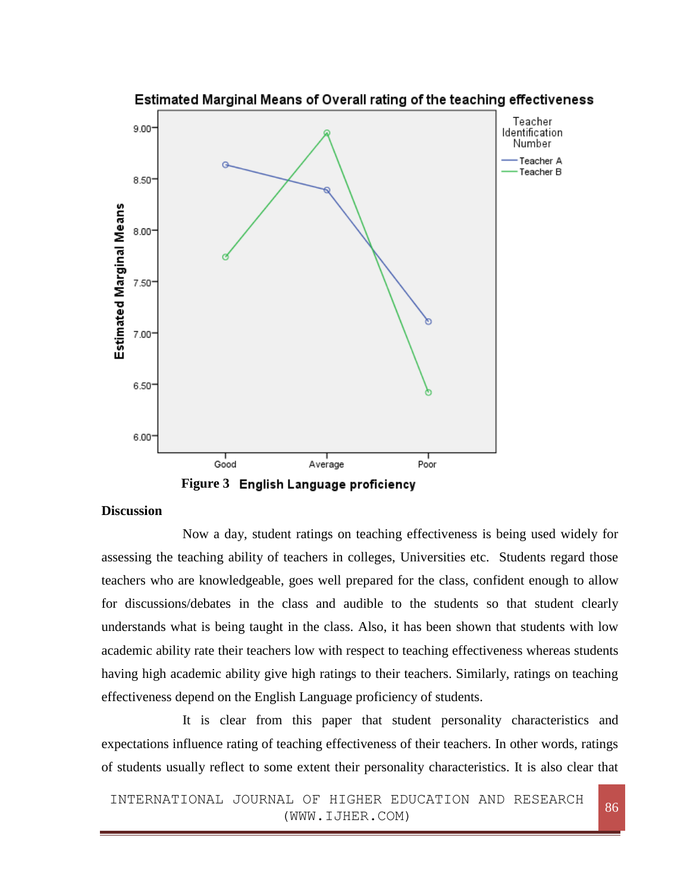Estimated Marginal Means of Overall rating of the teaching effectiveness

Figure 3 English Language proficiency

**Discussion**

Now a day, student ratings on teaching effectiveness is being used widely for assessing the teaching ability of teachers in colleges, Universities etc. Students regard those teachers who are knowledgeable, goes well prepared for the class, confident enough to allow for discussions/debates in the class and audible to the students so that student clearly understands what is being taught in the class. Also, it has been shown that students with low academic ability rate their teachers low with respect to teaching effectiveness whereas students having high academic ability give high ratings to their teachers. Similarly, ratings on teaching effectiveness depend on the English Language proficiency of students.

It is clear from this paper that student personality characteristics and expectations influence rating of teaching effectiveness of their teachers. In other words, ratings of students usually reflect to some extent their personality characteristics. It is also clear that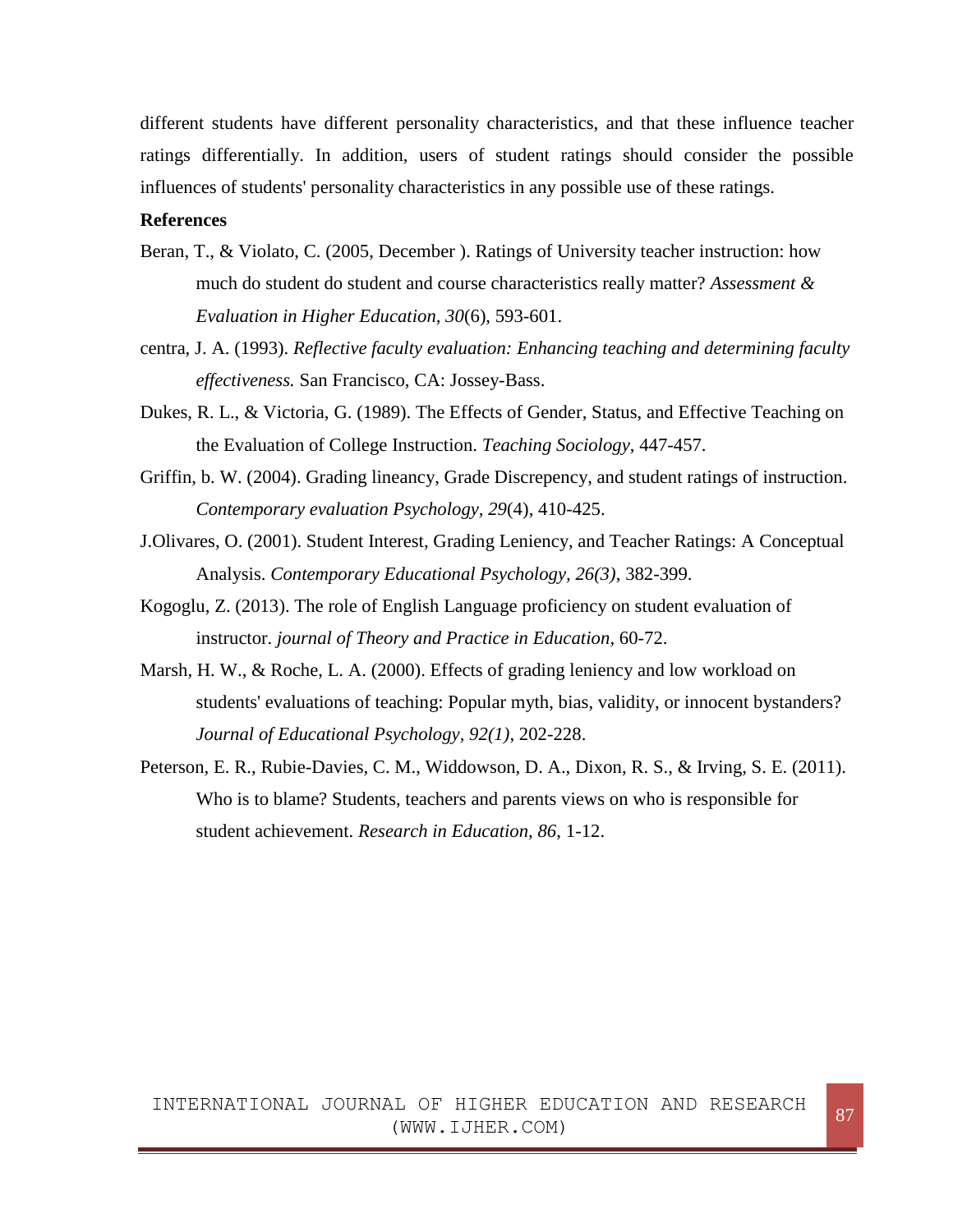different students have different personality characteristics, and that these influence teacher ratings differentially. In addition, users of student ratings should consider the possible influences of students' personality characteristics in any possible use of these ratings.

**References**

Beran, T., & Violato, C. (2005, December ). Ratings of University teacher instruction: how much do student do student and course characteristics really matter? *Assessment & Evaluation in Higher Education, 30*(6), 593-601.

centra, J. A. (1993). *Reflective faculty evaluation: Enhancing teaching and determining faculty effectiveness.* San Francisco, CA: Jossey-Bass.

Dukes, R. L., & Victoria, G. (1989). The Effects of Gender, Status, and Effective Teaching on the Evaluation of College Instruction. *Teaching Sociology*, 447-457.

Griffin, b. W. (2004). Grading lineancy, Grade Discrepency, and student ratings of instruction. *Contemporary evaluation Psychology, 29*(4), 410-425.

J.Olivares, O. (2001). Student Interest, Grading Leniency, and Teacher Ratings: A Conceptual Analysis. *Contemporary Educational Psychology, 26(3)*, 382-399.

Kogoglu, Z. (2013). The role of English Language proficiency on student evaluation of instructor. *journal of Theory and Practice in Education*, 60-72.

Marsh, H. W., & Roche, L. A. (2000). Effects of grading leniency and low workload on students' evaluations of teaching: Popular myth, bias, validity, or innocent bystanders? *Journal of Educational Psychology, 92(1)*, 202-228.

Peterson, E. R., Rubie-Davies, C. M., Widdowson, D. A., Dixon, R. S., & Irving, S. E. (2011). Who is to blame? Students, teachers and parents views on who is responsible for student achievement. *Research in Education, 86*, 1-12.